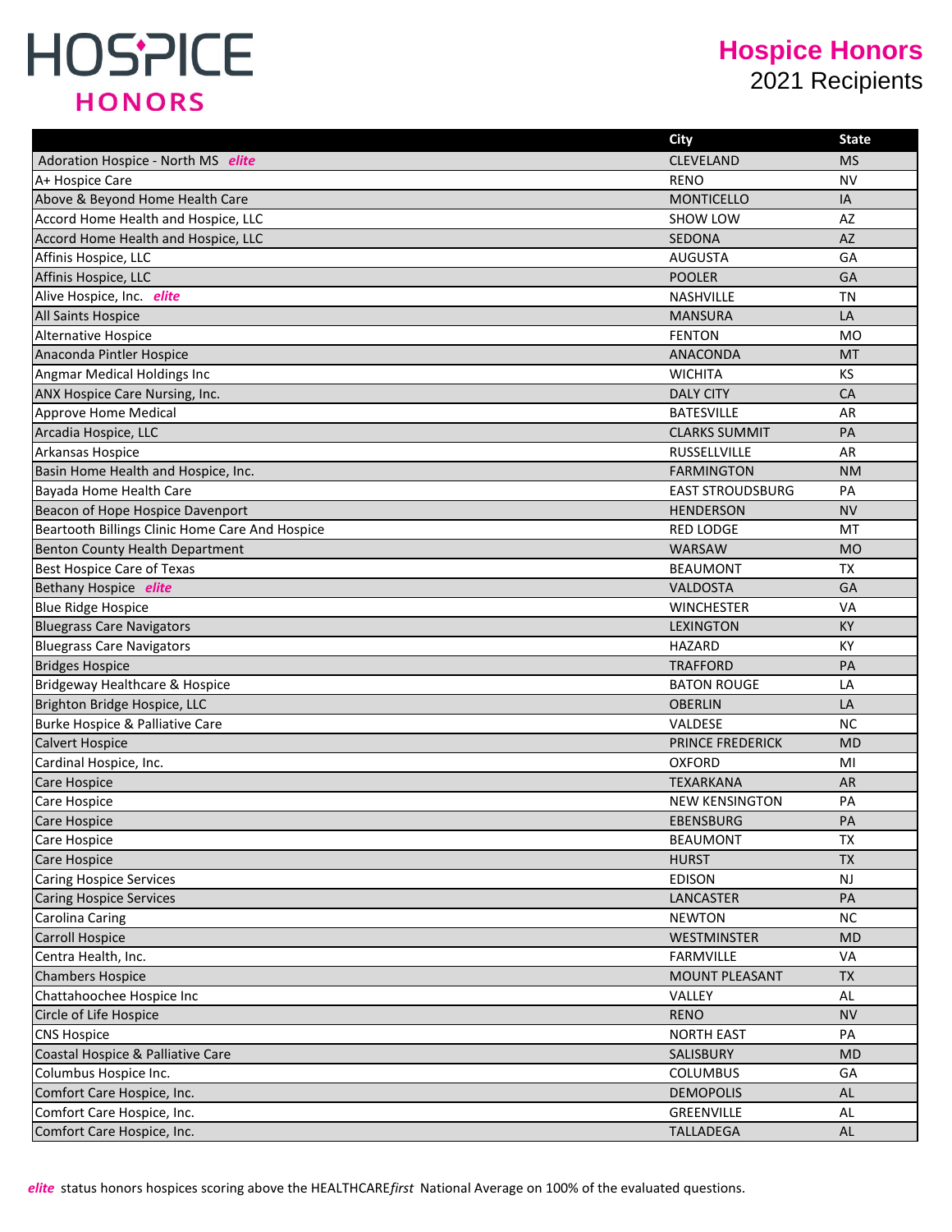# Hospice Honors

## 2021 Recipients

| | City | State |
|---|---|---|
| Adoration Hospice - North MS ***elite*** | CLEVELAND | MS |
| A+ Hospice Care | RENO | NV |
| Above & Beyond Home Health Care | MONTICELLO | IA |
| Accord Home Health and Hospice, LLC | SHOW LOW | AZ |
| Accord Home Health and Hospice, LLC | SEDONA | AZ |
| Affinis Hospice, LLC | AUGUSTA | GA |
| Affinis Hospice, LLC | POOLER | GA |
| Alive Hospice, Inc. ***elite*** | NASHVILLE | TN |
| All Saints Hospice | MANSURA | LA |
| Alternative Hospice | FENTON | MO |
| Anaconda Pintler Hospice | ANACONDA | MT |
| Angmar Medical Holdings Inc | WICHITA | KS |
| ANX Hospice Care Nursing, Inc. | DALY CITY | CA |
| Approve Home Medical | BATESVILLE | AR |
| Arcadia Hospice, LLC | CLARKS SUMMIT | PA |
| Arkansas Hospice | RUSSELLVILLE | AR |
| Basin Home Health and Hospice, Inc. | FARMINGTON | NM |
| Bayada Home Health Care | EAST STROUDSBURG | PA |
| Beacon of Hope Hospice Davenport | HENDERSON | NV |
| Beartooth Billings Clinic Home Care And Hospice | RED LODGE | MT |
| Benton County Health Department | WARSAW | MO |
| Best Hospice Care of Texas | BEAUMONT | TX |
| Bethany Hospice ***elite*** | VALDOSTA | GA |
| Blue Ridge Hospice | WINCHESTER | VA |
| Bluegrass Care Navigators | LEXINGTON | KY |
| Bluegrass Care Navigators | HAZARD | KY |
| Bridges Hospice | TRAFFORD | PA |
| Bridgeway Healthcare & Hospice | BATON ROUGE | LA |
| Brighton Bridge Hospice, LLC | OBERLIN | LA |
| Burke Hospice & Palliative Care | VALDESE | NC |
| Calvert Hospice | PRINCE FREDERICK | MD |
| Cardinal Hospice, Inc. | OXFORD | MI |
| Care Hospice | TEXARKANA | AR |
| Care Hospice | NEW KENSINGTON | PA |
| Care Hospice | EBENSBURG | PA |
| Care Hospice | BEAUMONT | TX |
| Care Hospice | HURST | TX |
| Caring Hospice Services | EDISON | NJ |
| Caring Hospice Services | LANCASTER | PA |
| Carolina Caring | NEWTON | NC |
| Carroll Hospice | WESTMINSTER | MD |
| Centra Health, Inc. | FARMVILLE | VA |
| Chambers Hospice | MOUNT PLEASANT | TX |
| Chattahoochee Hospice Inc | VALLEY | AL |
| Circle of Life Hospice | RENO | NV |
| CNS Hospice | NORTH EAST | PA |
| Coastal Hospice & Palliative Care | SALISBURY | MD |
| Columbus Hospice Inc. | COLUMBUS | GA |
| Comfort Care Hospice, Inc. | DEMOPOLIS | AL |
| Comfort Care Hospice, Inc. | GREENVILLE | AL |
| Comfort Care Hospice, Inc. | TALLADEGA | AL |

***elite*** status honors hospices scoring above the HEALTHCARE*first* National Average on 100% of the evaluated questions.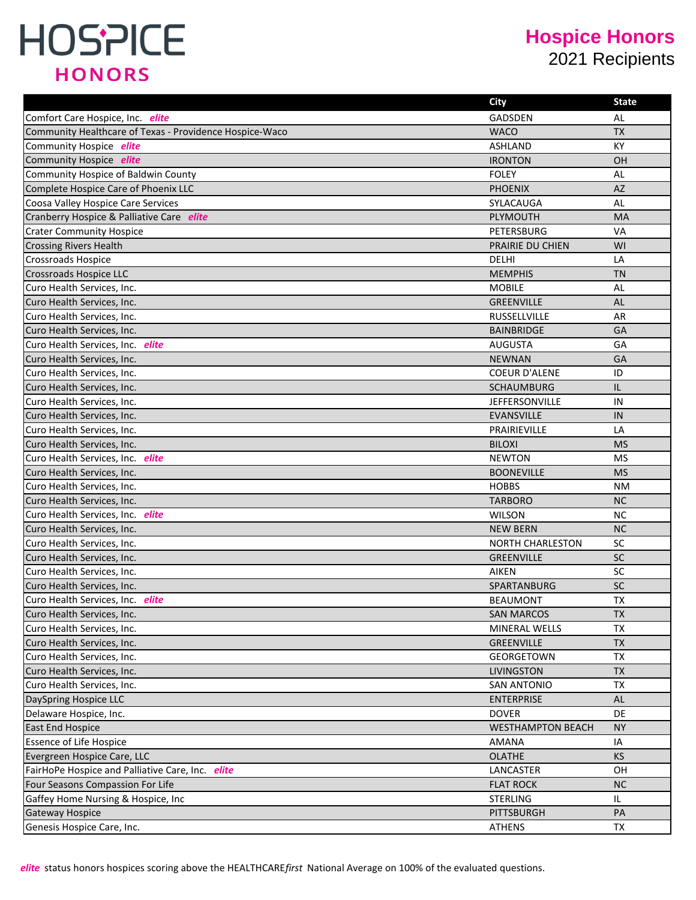# Hospice Honors

## 2021 Recipients

| | City | State |
|---|---|---|
| Comfort Care Hospice, Inc. ***elite*** | GADSDEN | AL |
| Community Healthcare of Texas - Providence Hospice-Waco | WACO | TX |
| Community Hospice ***elite*** | ASHLAND | KY |
| Community Hospice ***elite*** | IRONTON | OH |
| Community Hospice of Baldwin County | FOLEY | AL |
| Complete Hospice Care of Phoenix LLC | PHOENIX | AZ |
| Coosa Valley Hospice Care Services | SYLACAUGA | AL |
| Cranberry Hospice & Palliative Care ***elite*** | PLYMOUTH | MA |
| Crater Community Hospice | PETERSBURG | VA |
| Crossing Rivers Health | PRAIRIE DU CHIEN | WI |
| Crossroads Hospice | DELHI | LA |
| Crossroads Hospice LLC | MEMPHIS | TN |
| Curo Health Services, Inc. | MOBILE | AL |
| Curo Health Services, Inc. | GREENVILLE | AL |
| Curo Health Services, Inc. | RUSSELLVILLE | AR |
| Curo Health Services, Inc. | BAINBRIDGE | GA |
| Curo Health Services, Inc. ***elite*** | AUGUSTA | GA |
| Curo Health Services, Inc. | NEWNAN | GA |
| Curo Health Services, Inc. | COEUR D'ALENE | ID |
| Curo Health Services, Inc. | SCHAUMBURG | IL |
| Curo Health Services, Inc. | JEFFERSONVILLE | IN |
| Curo Health Services, Inc. | EVANSVILLE | IN |
| Curo Health Services, Inc. | PRAIRIEVILLE | LA |
| Curo Health Services, Inc. | BILOXI | MS |
| Curo Health Services, Inc. ***elite*** | NEWTON | MS |
| Curo Health Services, Inc. | BOONEVILLE | MS |
| Curo Health Services, Inc. | HOBBS | NM |
| Curo Health Services, Inc. | TARBORO | NC |
| Curo Health Services, Inc. ***elite*** | WILSON | NC |
| Curo Health Services, Inc. | NEW BERN | NC |
| Curo Health Services, Inc. | NORTH CHARLESTON | SC |
| Curo Health Services, Inc. | GREENVILLE | SC |
| Curo Health Services, Inc. | AIKEN | SC |
| Curo Health Services, Inc. | SPARTANBURG | SC |
| Curo Health Services, Inc. ***elite*** | BEAUMONT | TX |
| Curo Health Services, Inc. | SAN MARCOS | TX |
| Curo Health Services, Inc. | MINERAL WELLS | TX |
| Curo Health Services, Inc. | GREENVILLE | TX |
| Curo Health Services, Inc. | GEORGETOWN | TX |
| Curo Health Services, Inc. | LIVINGSTON | TX |
| Curo Health Services, Inc. | SAN ANTONIO | TX |
| DaySpring Hospice LLC | ENTERPRISE | AL |
| Delaware Hospice, Inc. | DOVER | DE |
| East End Hospice | WESTHAMPTON BEACH | NY |
| Essence of Life Hospice | AMANA | IA |
| Evergreen Hospice Care, LLC | OLATHE | KS |
| FairHoPe Hospice and Palliative Care, Inc. ***elite*** | LANCASTER | OH |
| Four Seasons Compassion For Life | FLAT ROCK | NC |
| Gaffey Home Nursing & Hospice, Inc | STERLING | IL |
| Gateway Hospice | PITTSBURGH | PA |
| Genesis Hospice Care, Inc. | ATHENS | TX |

***elite*** status honors hospices scoring above the HEALTHCARE*first* National Average on 100% of the evaluated questions.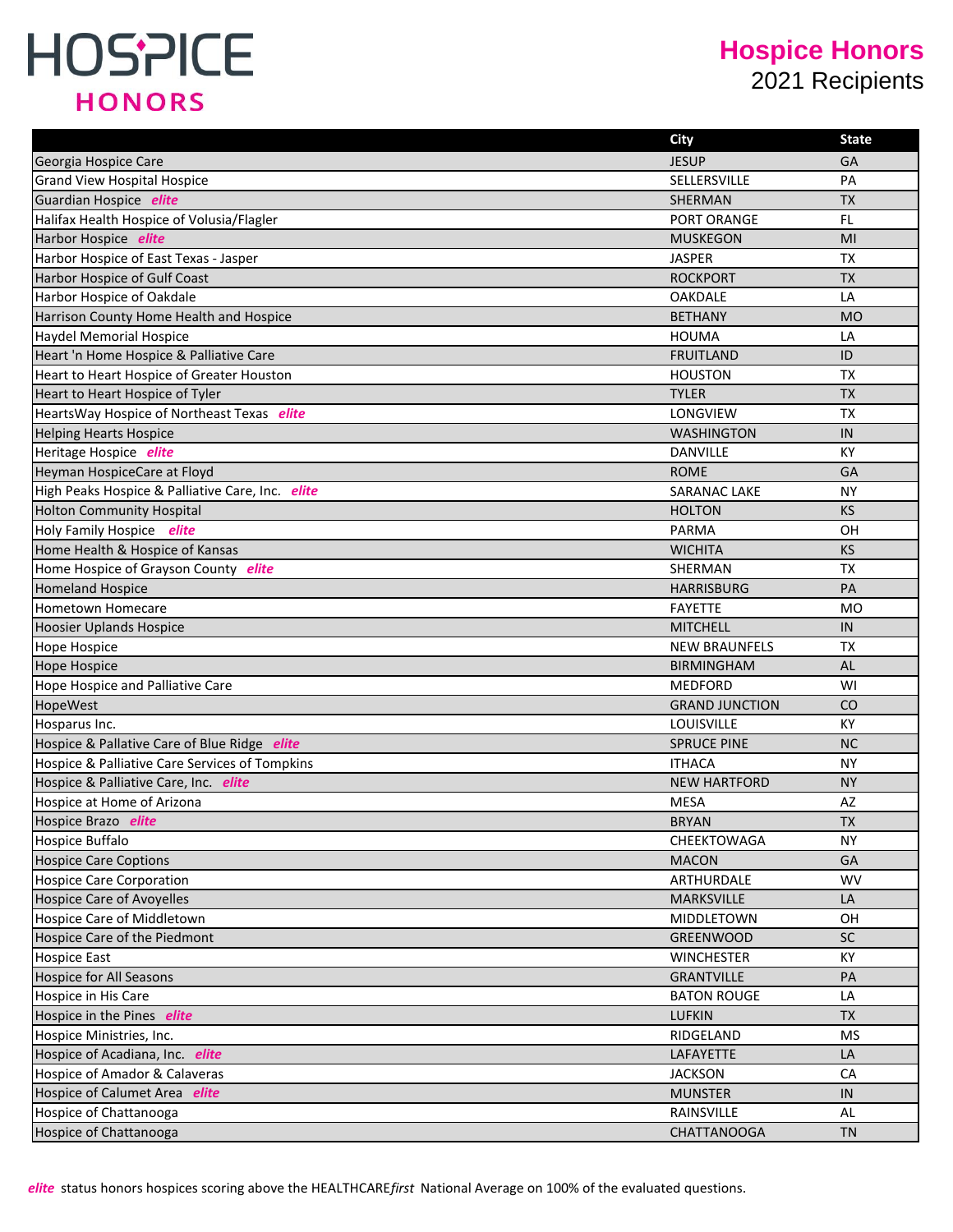# Hospice Honors

## 2021 Recipients

| | City | State |
|---|---|---|
| Georgia Hospice Care | JESUP | GA |
| Grand View Hospital Hospice | SELLERSVILLE | PA |
| Guardian Hospice *elite* | SHERMAN | TX |
| Halifax Health Hospice of Volusia/Flagler | PORT ORANGE | FL |
| Harbor Hospice *elite* | MUSKEGON | MI |
| Harbor Hospice of East Texas - Jasper | JASPER | TX |
| Harbor Hospice of Gulf Coast | ROCKPORT | TX |
| Harbor Hospice of Oakdale | OAKDALE | LA |
| Harrison County Home Health and Hospice | BETHANY | MO |
| Haydel Memorial Hospice | HOUMA | LA |
| Heart 'n Home Hospice & Palliative Care | FRUITLAND | ID |
| Heart to Heart Hospice of Greater Houston | HOUSTON | TX |
| Heart to Heart Hospice of Tyler | TYLER | TX |
| HeartsWay Hospice of Northeast Texas *elite* | LONGVIEW | TX |
| Helping Hearts Hospice | WASHINGTON | IN |
| Heritage Hospice *elite* | DANVILLE | KY |
| Heyman HospiceCare at Floyd | ROME | GA |
| High Peaks Hospice & Palliative Care, Inc. *elite* | SARANAC LAKE | NY |
| Holton Community Hospital | HOLTON | KS |
| Holy Family Hospice *elite* | PARMA | OH |
| Home Health & Hospice of Kansas | WICHITA | KS |
| Home Hospice of Grayson County *elite* | SHERMAN | TX |
| Homeland Hospice | HARRISBURG | PA |
| Hometown Homecare | FAYETTE | MO |
| Hoosier Uplands Hospice | MITCHELL | IN |
| Hope Hospice | NEW BRAUNFELS | TX |
| Hope Hospice | BIRMINGHAM | AL |
| Hope Hospice and Palliative Care | MEDFORD | WI |
| HopeWest | GRAND JUNCTION | CO |
| Hosparus Inc. | LOUISVILLE | KY |
| Hospice & Pallative Care of Blue Ridge *elite* | SPRUCE PINE | NC |
| Hospice & Palliative Care Services of Tompkins | ITHACA | NY |
| Hospice & Palliative Care, Inc. *elite* | NEW HARTFORD | NY |
| Hospice at Home of Arizona | MESA | AZ |
| Hospice Brazo *elite* | BRYAN | TX |
| Hospice Buffalo | CHEEKTOWAGA | NY |
| Hospice Care Coptions | MACON | GA |
| Hospice Care Corporation | ARTHURDALE | WV |
| Hospice Care of Avoyelles | MARKSVILLE | LA |
| Hospice Care of Middletown | MIDDLETOWN | OH |
| Hospice Care of the Piedmont | GREENWOOD | SC |
| Hospice East | WINCHESTER | KY |
| Hospice for All Seasons | GRANTVILLE | PA |
| Hospice in His Care | BATON ROUGE | LA |
| Hospice in the Pines *elite* | LUFKIN | TX |
| Hospice Ministries, Inc. | RIDGELAND | MS |
| Hospice of Acadiana, Inc. *elite* | LAFAYETTE | LA |
| Hospice of Amador & Calaveras | JACKSON | CA |
| Hospice of Calumet Area *elite* | MUNSTER | IN |
| Hospice of Chattanooga | RAINSVILLE | AL |
| Hospice of Chattanooga | CHATTANOOGA | TN |

*elite* status honors hospices scoring above the HEALTHCARE*first* National Average on 100% of the evaluated questions.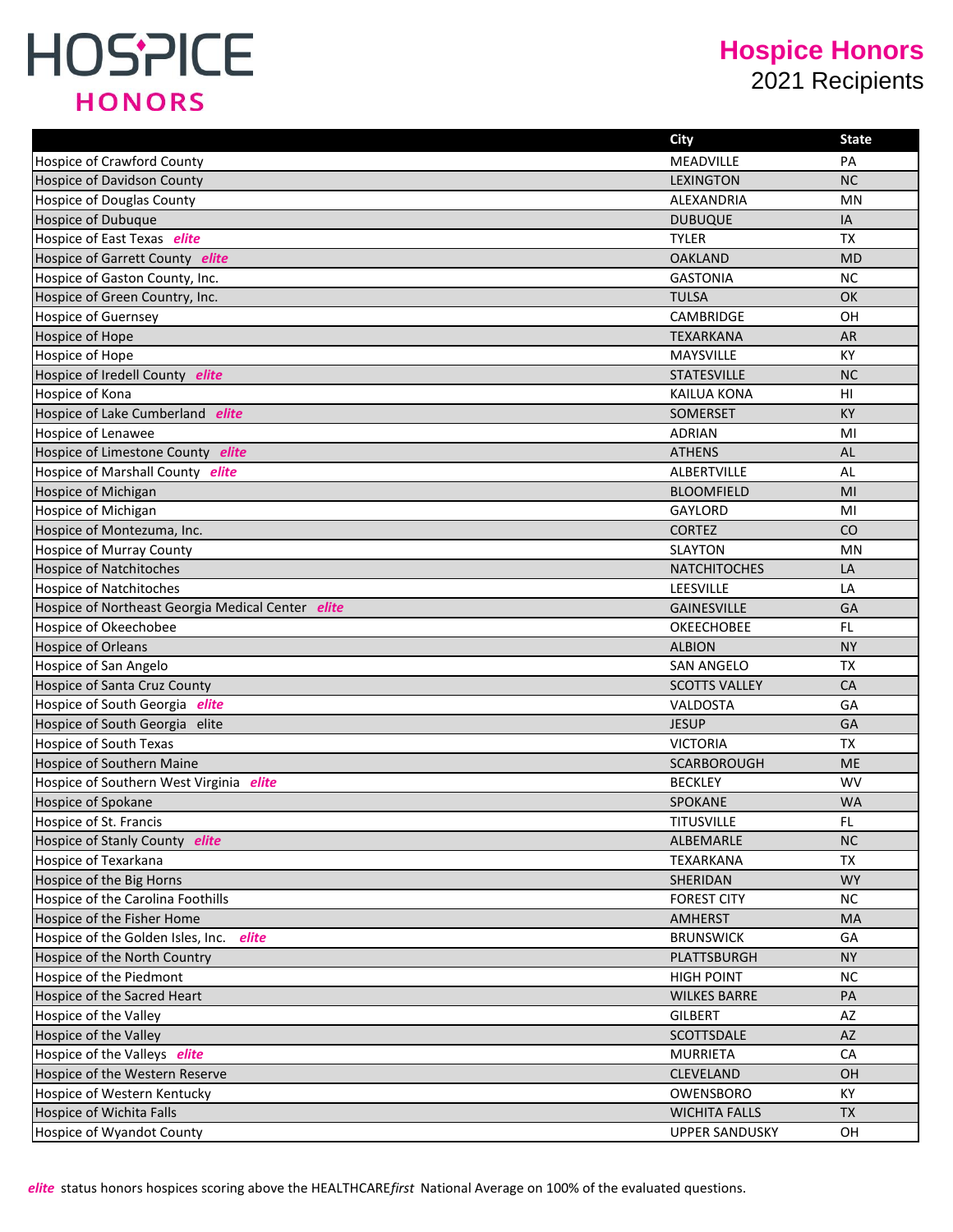# HOSPICE HONORS

## Hospice Honors
2021 Recipients

| | City | State |
|---|---|---|
| Hospice of Crawford County | MEADVILLE | PA |
| Hospice of Davidson County | LEXINGTON | NC |
| Hospice of Douglas County | ALEXANDRIA | MN |
| Hospice of Dubuque | DUBUQUE | IA |
| Hospice of East Texas ***elite*** | TYLER | TX |
| Hospice of Garrett County ***elite*** | OAKLAND | MD |
| Hospice of Gaston County, Inc. | GASTONIA | NC |
| Hospice of Green Country, Inc. | TULSA | OK |
| Hospice of Guernsey | CAMBRIDGE | OH |
| Hospice of Hope | TEXARKANA | AR |
| Hospice of Hope | MAYSVILLE | KY |
| Hospice of Iredell County ***elite*** | STATESVILLE | NC |
| Hospice of Kona | KAILUA KONA | HI |
| Hospice of Lake Cumberland ***elite*** | SOMERSET | KY |
| Hospice of Lenawee | ADRIAN | MI |
| Hospice of Limestone County ***elite*** | ATHENS | AL |
| Hospice of Marshall County ***elite*** | ALBERTVILLE | AL |
| Hospice of Michigan | BLOOMFIELD | MI |
| Hospice of Michigan | GAYLORD | MI |
| Hospice of Montezuma, Inc. | CORTEZ | CO |
| Hospice of Murray County | SLAYTON | MN |
| Hospice of Natchitoches | NATCHITOCHES | LA |
| Hospice of Natchitoches | LEESVILLE | LA |
| Hospice of Northeast Georgia Medical Center ***elite*** | GAINESVILLE | GA |
| Hospice of Okeechobee | OKEECHOBEE | FL |
| Hospice of Orleans | ALBION | NY |
| Hospice of San Angelo | SAN ANGELO | TX |
| Hospice of Santa Cruz County | SCOTTS VALLEY | CA |
| Hospice of South Georgia ***elite*** | VALDOSTA | GA |
| Hospice of South Georgia elite | JESUP | GA |
| Hospice of South Texas | VICTORIA | TX |
| Hospice of Southern Maine | SCARBOROUGH | ME |
| Hospice of Southern West Virginia ***elite*** | BECKLEY | WV |
| Hospice of Spokane | SPOKANE | WA |
| Hospice of St. Francis | TITUSVILLE | FL |
| Hospice of Stanly County ***elite*** | ALBEMARLE | NC |
| Hospice of Texarkana | TEXARKANA | TX |
| Hospice of the Big Horns | SHERIDAN | WY |
| Hospice of the Carolina Foothills | FOREST CITY | NC |
| Hospice of the Fisher Home | AMHERST | MA |
| Hospice of the Golden Isles, Inc. ***elite*** | BRUNSWICK | GA |
| Hospice of the North Country | PLATTSBURGH | NY |
| Hospice of the Piedmont | HIGH POINT | NC |
| Hospice of the Sacred Heart | WILKES BARRE | PA |
| Hospice of the Valley | GILBERT | AZ |
| Hospice of the Valley | SCOTTSDALE | AZ |
| Hospice of the Valleys ***elite*** | MURRIETA | CA |
| Hospice of the Western Reserve | CLEVELAND | OH |
| Hospice of Western Kentucky | OWENSBORO | KY |
| Hospice of Wichita Falls | WICHITA FALLS | TX |
| Hospice of Wyandot County | UPPER SANDUSKY | OH |

***elite*** status honors hospices scoring above the HEALTHCARE*first* National Average on 100% of the evaluated questions.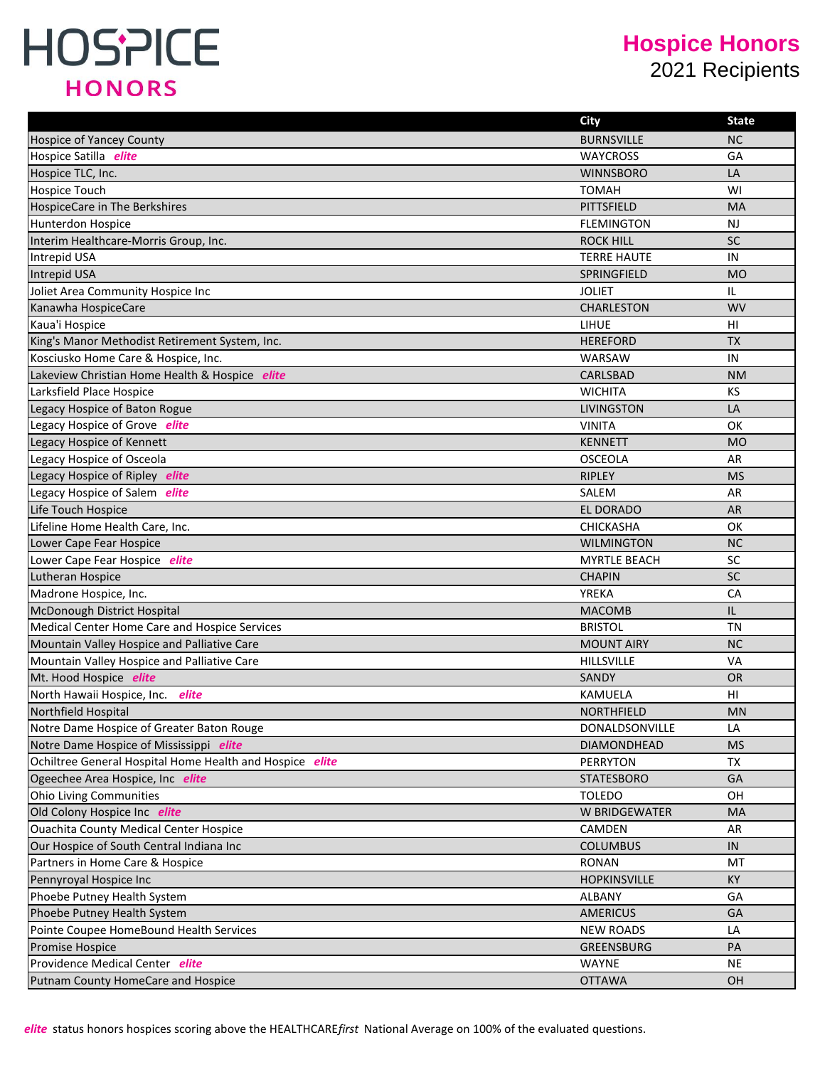# HOSPICE HONORS

**Hospice Honors**
2021 Recipients

| | City | State |
|---|---|---|
| Hospice of Yancey County | BURNSVILLE | NC |
| Hospice Satilla ***elite*** | WAYCROSS | GA |
| Hospice TLC, Inc. | WINNSBORO | LA |
| Hospice Touch | TOMAH | WI |
| HospiceCare in The Berkshires | PITTSFIELD | MA |
| Hunterdon Hospice | FLEMINGTON | NJ |
| Interim Healthcare-Morris Group, Inc. | ROCK HILL | SC |
| Intrepid USA | TERRE HAUTE | IN |
| Intrepid USA | SPRINGFIELD | MO |
| Joliet Area Community Hospice Inc | JOLIET | IL |
| Kanawha HospiceCare | CHARLESTON | WV |
| Kaua'i Hospice | LIHUE | HI |
| King's Manor Methodist Retirement System, Inc. | HEREFORD | TX |
| Kosciusko Home Care & Hospice, Inc. | WARSAW | IN |
| Lakeview Christian Home Health & Hospice ***elite*** | CARLSBAD | NM |
| Larksfield Place Hospice | WICHITA | KS |
| Legacy Hospice of Baton Rogue | LIVINGSTON | LA |
| Legacy Hospice of Grove ***elite*** | VINITA | OK |
| Legacy Hospice of Kennett | KENNETT | MO |
| Legacy Hospice of Osceola | OSCEOLA | AR |
| Legacy Hospice of Ripley ***elite*** | RIPLEY | MS |
| Legacy Hospice of Salem ***elite*** | SALEM | AR |
| Life Touch Hospice | EL DORADO | AR |
| Lifeline Home Health Care, Inc. | CHICKASHA | OK |
| Lower Cape Fear Hospice | WILMINGTON | NC |
| Lower Cape Fear Hospice ***elite*** | MYRTLE BEACH | SC |
| Lutheran Hospice | CHAPIN | SC |
| Madrone Hospice, Inc. | YREKA | CA |
| McDonough District Hospital | MACOMB | IL |
| Medical Center Home Care and Hospice Services | BRISTOL | TN |
| Mountain Valley Hospice and Palliative Care | MOUNT AIRY | NC |
| Mountain Valley Hospice and Palliative Care | HILLSVILLE | VA |
| Mt. Hood Hospice ***elite*** | SANDY | OR |
| North Hawaii Hospice, Inc. ***elite*** | KAMUELA | HI |
| Northfield Hospital | NORTHFIELD | MN |
| Notre Dame Hospice of Greater Baton Rouge | DONALDSONVILLE | LA |
| Notre Dame Hospice of Mississippi ***elite*** | DIAMONDHEAD | MS |
| Ochiltree General Hospital Home Health and Hospice ***elite*** | PERRYTON | TX |
| Ogeechee Area Hospice, Inc ***elite*** | STATESBORO | GA |
| Ohio Living Communities | TOLEDO | OH |
| Old Colony Hospice Inc ***elite*** | W BRIDGEWATER | MA |
| Ouachita County Medical Center Hospice | CAMDEN | AR |
| Our Hospice of South Central Indiana Inc | COLUMBUS | IN |
| Partners in Home Care & Hospice | RONAN | MT |
| Pennyroyal Hospice Inc | HOPKINSVILLE | KY |
| Phoebe Putney Health System | ALBANY | GA |
| Phoebe Putney Health System | AMERICUS | GA |
| Pointe Coupee HomeBound Health Services | NEW ROADS | LA |
| Promise Hospice | GREENSBURG | PA |
| Providence Medical Center ***elite*** | WAYNE | NE |
| Putnam County HomeCare and Hospice | OTTAWA | OH |

***elite*** status honors hospices scoring above the HEALTHCARE*first* National Average on 100% of the evaluated questions.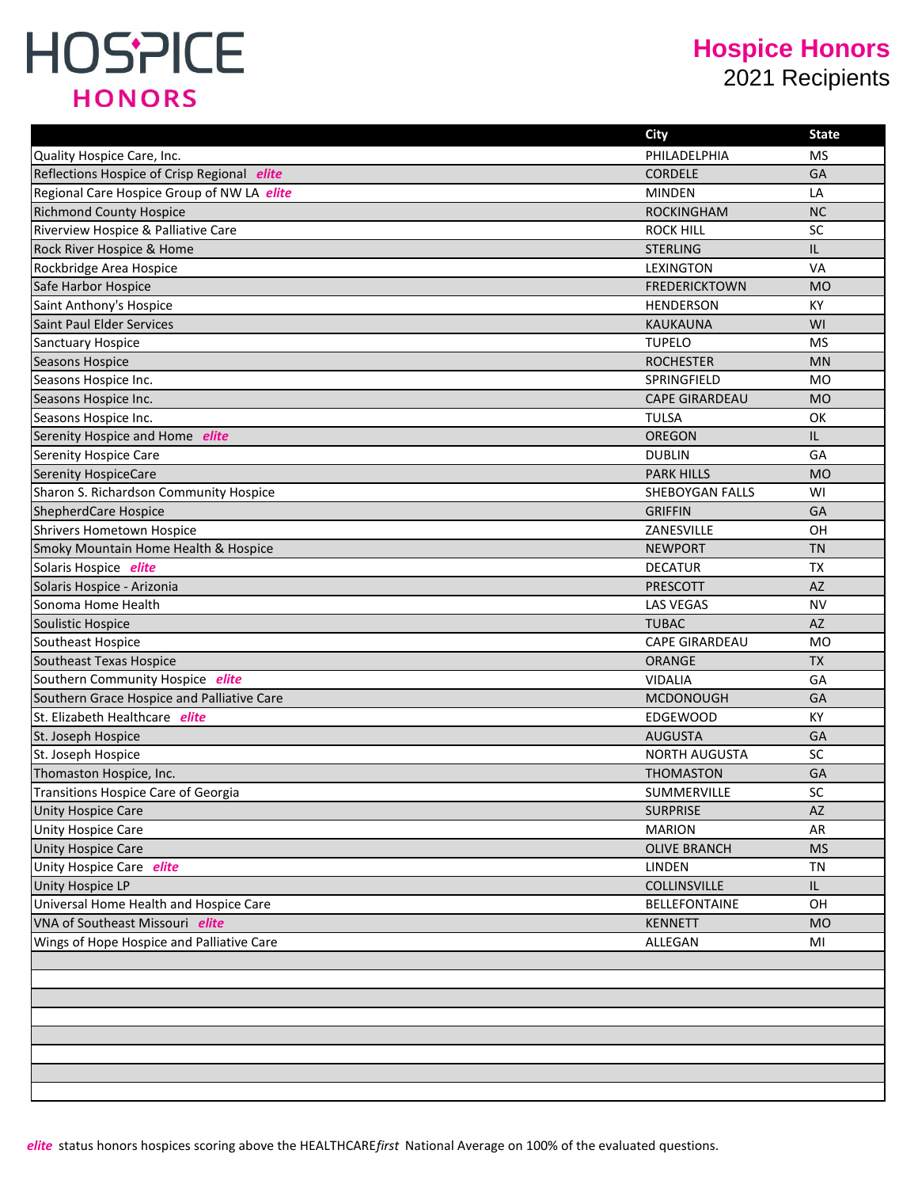# HOSPICE HONORS

## Hospice Honors
2021 Recipients

| | City | State |
|---|---|---|
| Quality Hospice Care, Inc. | PHILADELPHIA | MS |
| Reflections Hospice of Crisp Regional ***elite*** | CORDELE | GA |
| Regional Care Hospice Group of NW LA ***elite*** | MINDEN | LA |
| Richmond County Hospice | ROCKINGHAM | NC |
| Riverview Hospice & Palliative Care | ROCK HILL | SC |
| Rock River Hospice & Home | STERLING | IL |
| Rockbridge Area Hospice | LEXINGTON | VA |
| Safe Harbor Hospice | FREDERICKTOWN | MO |
| Saint Anthony's Hospice | HENDERSON | KY |
| Saint Paul Elder Services | KAUKAUNA | WI |
| Sanctuary Hospice | TUPELO | MS |
| Seasons Hospice | ROCHESTER | MN |
| Seasons Hospice Inc. | SPRINGFIELD | MO |
| Seasons Hospice Inc. | CAPE GIRARDEAU | MO |
| Seasons Hospice Inc. | TULSA | OK |
| Serenity Hospice and Home ***elite*** | OREGON | IL |
| Serenity Hospice Care | DUBLIN | GA |
| Serenity HospiceCare | PARK HILLS | MO |
| Sharon S. Richardson Community Hospice | SHEBOYGAN FALLS | WI |
| ShepherdCare Hospice | GRIFFIN | GA |
| Shrivers Hometown Hospice | ZANESVILLE | OH |
| Smoky Mountain Home Health & Hospice | NEWPORT | TN |
| Solaris Hospice ***elite*** | DECATUR | TX |
| Solaris Hospice - Arizonia | PRESCOTT | AZ |
| Sonoma Home Health | LAS VEGAS | NV |
| Soulistic Hospice | TUBAC | AZ |
| Southeast Hospice | CAPE GIRARDEAU | MO |
| Southeast Texas Hospice | ORANGE | TX |
| Southern Community Hospice ***elite*** | VIDALIA | GA |
| Southern Grace Hospice and Palliative Care | MCDONOUGH | GA |
| St. Elizabeth Healthcare ***elite*** | EDGEWOOD | KY |
| St. Joseph Hospice | AUGUSTA | GA |
| St. Joseph Hospice | NORTH AUGUSTA | SC |
| Thomaston Hospice, Inc. | THOMASTON | GA |
| Transitions Hospice Care of Georgia | SUMMERVILLE | SC |
| Unity Hospice Care | SURPRISE | AZ |
| Unity Hospice Care | MARION | AR |
| Unity Hospice Care | OLIVE BRANCH | MS |
| Unity Hospice Care ***elite*** | LINDEN | TN |
| Unity Hospice LP | COLLINSVILLE | IL |
| Universal Home Health and Hospice Care | BELLEFONTAINE | OH |
| VNA of Southeast Missouri ***elite*** | KENNETT | MO |
| Wings of Hope Hospice and Palliative Care | ALLEGAN | MI |

***elite*** status honors hospices scoring above the HEALTHCARE*first* National Average on 100% of the evaluated questions.